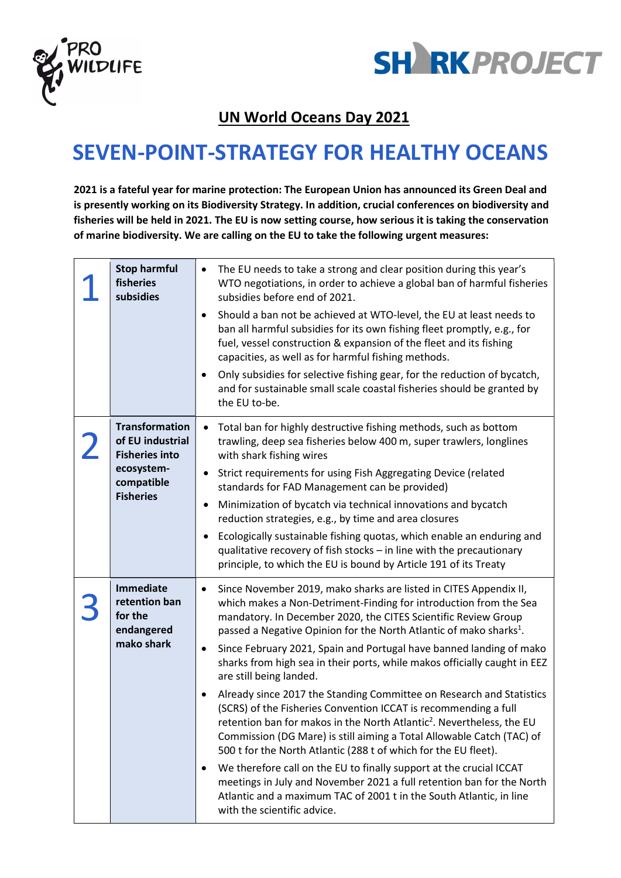## UN World Oceans Day 2021

# SEVEN-POINT-STRATEGY FOR HEALTHY OCEANS

**2021 is a fateful year for marine protection: The European Union has announced its Green Deal and is presently working on its Biodiversity Strategy. In addition, crucial conferences on biodiversity and fisheries will be held in 2021. The EU is now setting course, how serious it is taking the conservation of marine biodiversity. We are calling on the EU to take the following urgent measures:**

| | | |
|---|---|---|
| 1 | **Stop harmful fisheries subsidies** | • The EU needs to take a strong and clear position during this year's WTO negotiations, in order to achieve a global ban of harmful fisheries subsidies before end of 2021.<br>• Should a ban not be achieved at WTO-level, the EU at least needs to ban all harmful subsidies for its own fishing fleet promptly, e.g., for fuel, vessel construction & expansion of the fleet and its fishing capacities, as well as for harmful fishing methods.<br>• Only subsidies for selective fishing gear, for the reduction of bycatch, and for sustainable small scale coastal fisheries should be granted by the EU to-be. |
| 2 | **Transformation of EU industrial Fisheries into ecosystem-compatible Fisheries** | • Total ban for highly destructive fishing methods, such as bottom trawling, deep sea fisheries below 400 m, super trawlers, longlines with shark fishing wires<br>• Strict requirements for using Fish Aggregating Device (related standards for FAD Management can be provided)<br>• Minimization of bycatch via technical innovations and bycatch reduction strategies, e.g., by time and area closures<br>• Ecologically sustainable fishing quotas, which enable an enduring and qualitative recovery of fish stocks – in line with the precautionary principle, to which the EU is bound by Article 191 of its Treaty |
| 3 | **Immediate retention ban for the endangered mako shark** | • Since November 2019, mako sharks are listed in CITES Appendix II, which makes a Non-Detriment-Finding for introduction from the Sea mandatory. In December 2020, the CITES Scientific Review Group passed a Negative Opinion for the North Atlantic of mako sharks[1].<br>• Since February 2021, Spain and Portugal have banned landing of mako sharks from high sea in their ports, while makos officially caught in EEZ are still being landed.<br>• Already since 2017 the Standing Committee on Research and Statistics (SCRS) of the Fisheries Convention ICCAT is recommending a full retention ban for makos in the North Atlantic[2]. Nevertheless, the EU Commission (DG Mare) is still aiming a Total Allowable Catch (TAC) of 500 t for the North Atlantic (288 t of which for the EU fleet).<br>• We therefore call on the EU to finally support at the crucial ICCAT meetings in July and November 2021 a full retention ban for the North Atlantic and a maximum TAC of 2001 t in the South Atlantic, in line with the scientific advice. |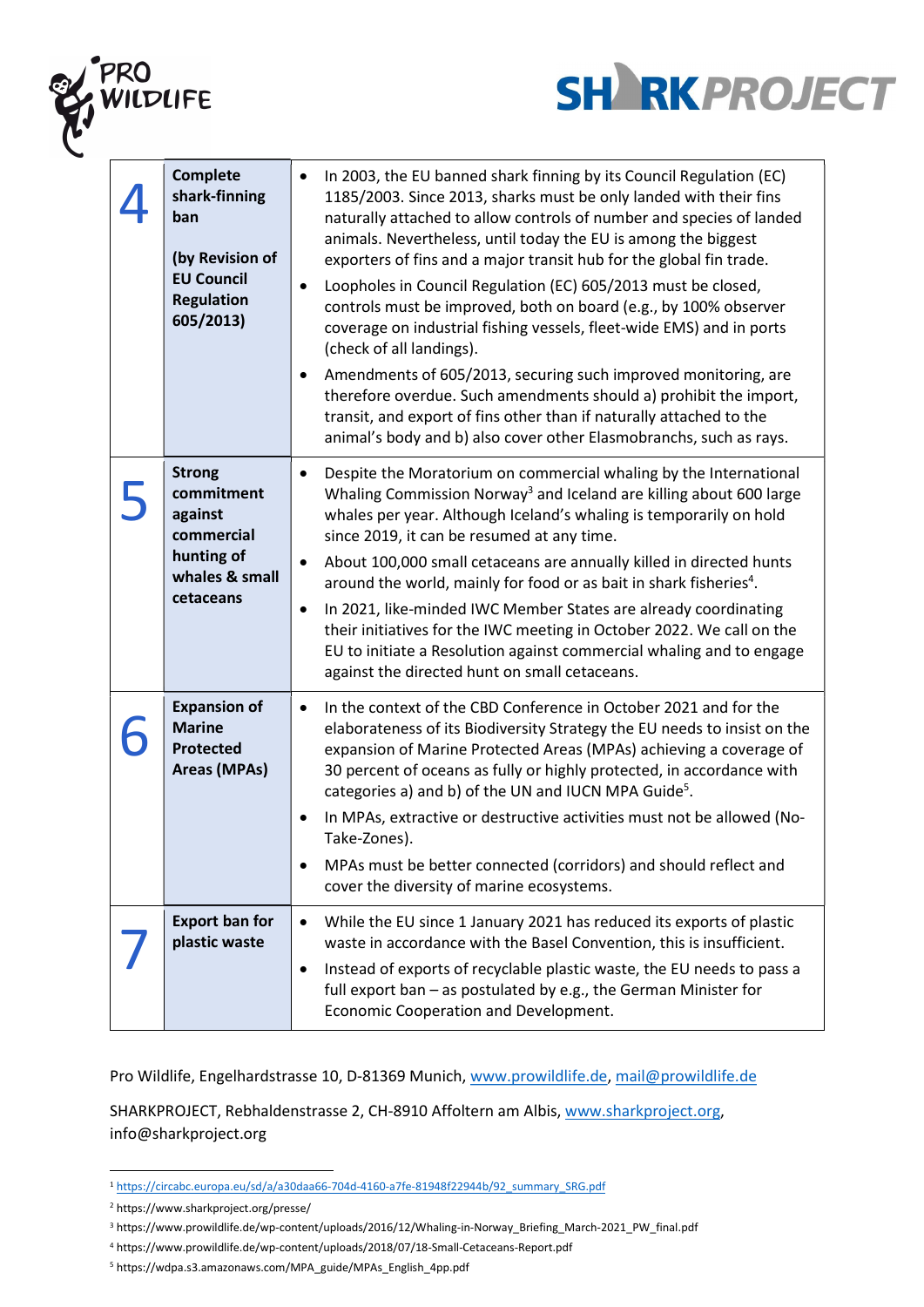| | | |
|---|---|---|
| 4 | **Complete shark-finning ban**<br><br>**(by Revision of EU Council Regulation 605/2013)** | • In 2003, the EU banned shark finning by its Council Regulation (EC) 1185/2003. Since 2013, sharks must be only landed with their fins naturally attached to allow controls of number and species of landed animals. Nevertheless, until today the EU is among the biggest exporters of fins and a major transit hub for the global fin trade.<br>• Loopholes in Council Regulation (EC) 605/2013 must be closed, controls must be improved, both on board (e.g., by 100% observer coverage on industrial fishing vessels, fleet-wide EMS) and in ports (check of all landings).<br>• Amendments of 605/2013, securing such improved monitoring, are therefore overdue. Such amendments should a) prohibit the import, transit, and export of fins other than if naturally attached to the animal's body and b) also cover other Elasmobranchs, such as rays. |
| 5 | **Strong commitment against commercial hunting of whales & small cetaceans** | • Despite the Moratorium on commercial whaling by the International Whaling Commission Norway[3] and Iceland are killing about 600 large whales per year. Although Iceland's whaling is temporarily on hold since 2019, it can be resumed at any time.<br>• About 100,000 small cetaceans are annually killed in directed hunts around the world, mainly for food or as bait in shark fisheries[4].<br>• In 2021, like-minded IWC Member States are already coordinating their initiatives for the IWC meeting in October 2022. We call on the EU to initiate a Resolution against commercial whaling and to engage against the directed hunt on small cetaceans. |
| 6 | **Expansion of Marine Protected Areas (MPAs)** | • In the context of the CBD Conference in October 2021 and for the elaborateness of its Biodiversity Strategy the EU needs to insist on the expansion of Marine Protected Areas (MPAs) achieving a coverage of 30 percent of oceans as fully or highly protected, in accordance with categories a) and b) of the UN and IUCN MPA Guide[5].<br>• In MPAs, extractive or destructive activities must not be allowed (No-Take-Zones).<br>• MPAs must be better connected (corridors) and should reflect and cover the diversity of marine ecosystems. |
| 7 | **Export ban for plastic waste** | • While the EU since 1 January 2021 has reduced its exports of plastic waste in accordance with the Basel Convention, this is insufficient.<br>• Instead of exports of recyclable plastic waste, the EU needs to pass a full export ban – as postulated by e.g., the German Minister for Economic Cooperation and Development. |

Pro Wildlife, Engelhardstrasse 10, D-81369 Munich, www.prowildlife.de, mail@prowildlife.de

SHARKPROJECT, Rebhaldenstrasse 2, CH-8910 Affoltern am Albis, www.sharkproject.org, info@sharkproject.org

---

[1] https://circabc.europa.eu/sd/a/a30daa66-704d-4160-a7fe-81948f22944b/92_summary_SRG.pdf

[2] https://www.sharkproject.org/presse/

[3] https://www.prowildlife.de/wp-content/uploads/2016/12/Whaling-in-Norway_Briefing_March-2021_PW_final.pdf

[4] https://www.prowildlife.de/wp-content/uploads/2018/07/18-Small-Cetaceans-Report.pdf

[5] https://wdpa.s3.amazonaws.com/MPA_guide/MPAs_English_4pp.pdf